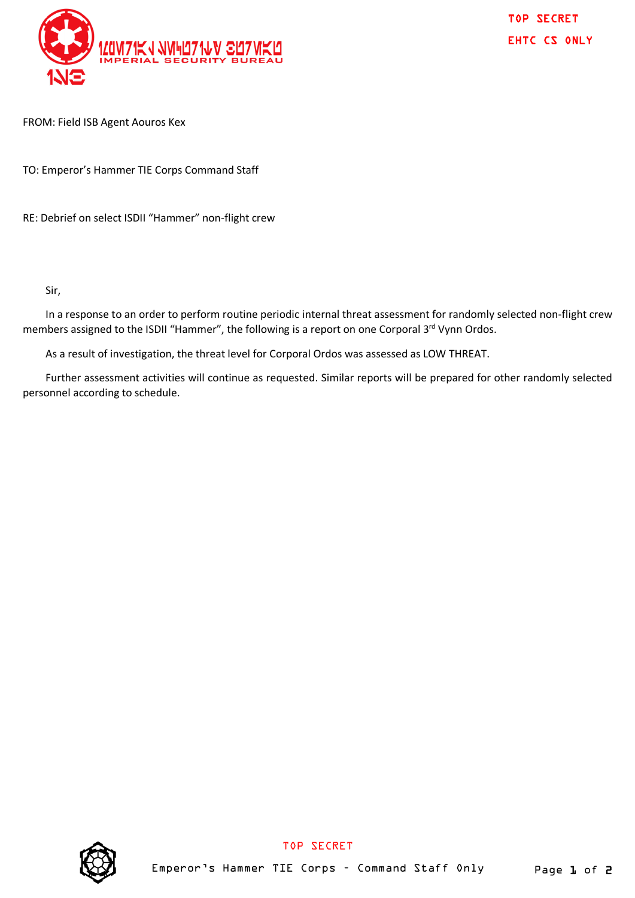IMPERIAL SECURITY BUREAU

TOP SECRET

EHTC CS ONLY

FROM: Field ISB Agent Aouros Kex

TO: Emperor's Hammer TIE Corps Command Staff

RE: Debrief on select ISDII "Hammer" non-flight crew

Sir,

In a response to an order to perform routine periodic internal threat assessment for randomly selected non-flight crew members assigned to the ISDII "Hammer", the following is a report on one Corporal 3rd Vynn Ordos.

As a result of investigation, the threat level for Corporal Ordos was assessed as LOW THREAT.

Further assessment activities will continue as requested. Similar reports will be prepared for other randomly selected personnel according to schedule.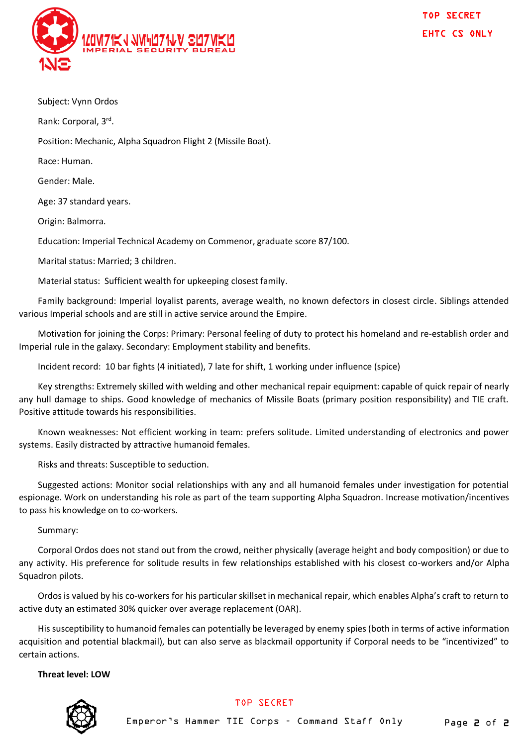TOP SECRET

EHTC CS ONLY

Subject: Vynn Ordos

Rank: Corporal, 3rd.

Position: Mechanic, Alpha Squadron Flight 2 (Missile Boat).

Race: Human.

Gender: Male.

Age: 37 standard years.

Origin: Balmorra.

Education: Imperial Technical Academy on Commenor, graduate score 87/100.

Marital status: Married; 3 children.

Material status: Sufficient wealth for upkeeping closest family.

Family background: Imperial loyalist parents, average wealth, no known defectors in closest circle. Siblings attended various Imperial schools and are still in active service around the Empire.

Motivation for joining the Corps: Primary: Personal feeling of duty to protect his homeland and re-establish order and Imperial rule in the galaxy. Secondary: Employment stability and benefits.

Incident record: 10 bar fights (4 initiated), 7 late for shift, 1 working under influence (spice)

Key strengths: Extremely skilled with welding and other mechanical repair equipment: capable of quick repair of nearly any hull damage to ships. Good knowledge of mechanics of Missile Boats (primary position responsibility) and TIE craft. Positive attitude towards his responsibilities.

Known weaknesses: Not efficient working in team: prefers solitude. Limited understanding of electronics and power systems. Easily distracted by attractive humanoid females.

Risks and threats: Susceptible to seduction.

Suggested actions: Monitor social relationships with any and all humanoid females under investigation for potential espionage. Work on understanding his role as part of the team supporting Alpha Squadron. Increase motivation/incentives to pass his knowledge on to co-workers.

Summary:

Corporal Ordos does not stand out from the crowd, neither physically (average height and body composition) or due to any activity. His preference for solitude results in few relationships established with his closest co-workers and/or Alpha Squadron pilots.

Ordos is valued by his co-workers for his particular skillset in mechanical repair, which enables Alpha's craft to return to active duty an estimated 30% quicker over average replacement (OAR).

His susceptibility to humanoid females can potentially be leveraged by enemy spies (both in terms of active information acquisition and potential blackmail), but can also serve as blackmail opportunity if Corporal needs to be "incentivized" to certain actions.

**Threat level: LOW**